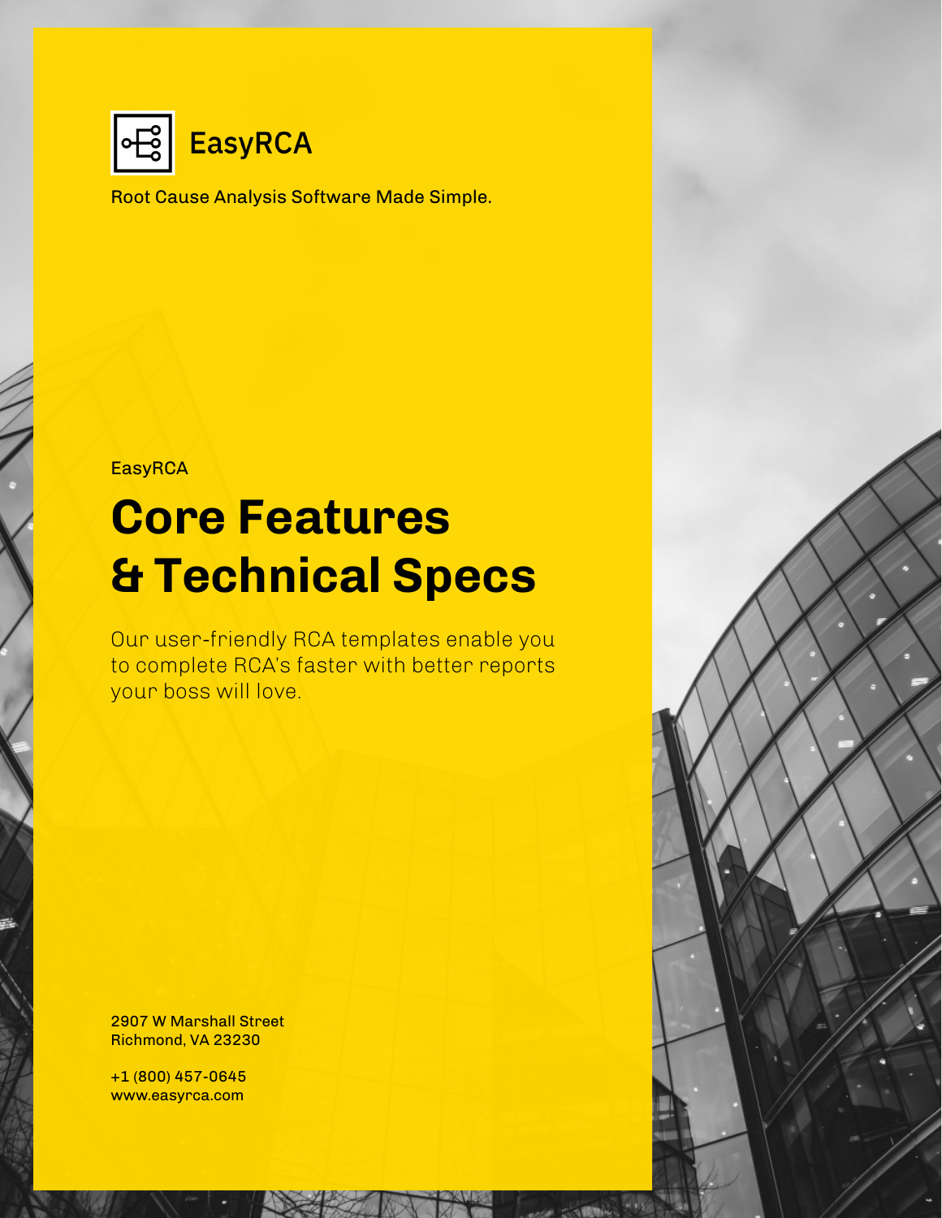EasyRCA

Root Cause Analysis Software Made Simple.

EasyRCA

# Core Features & Technical Specs

Our user-friendly RCA templates enable you to complete RCA's faster with better reports your boss will love.

2907 W Marshall Street
Richmond, VA 23230

+1 (800) 457-0645
www.easyrca.com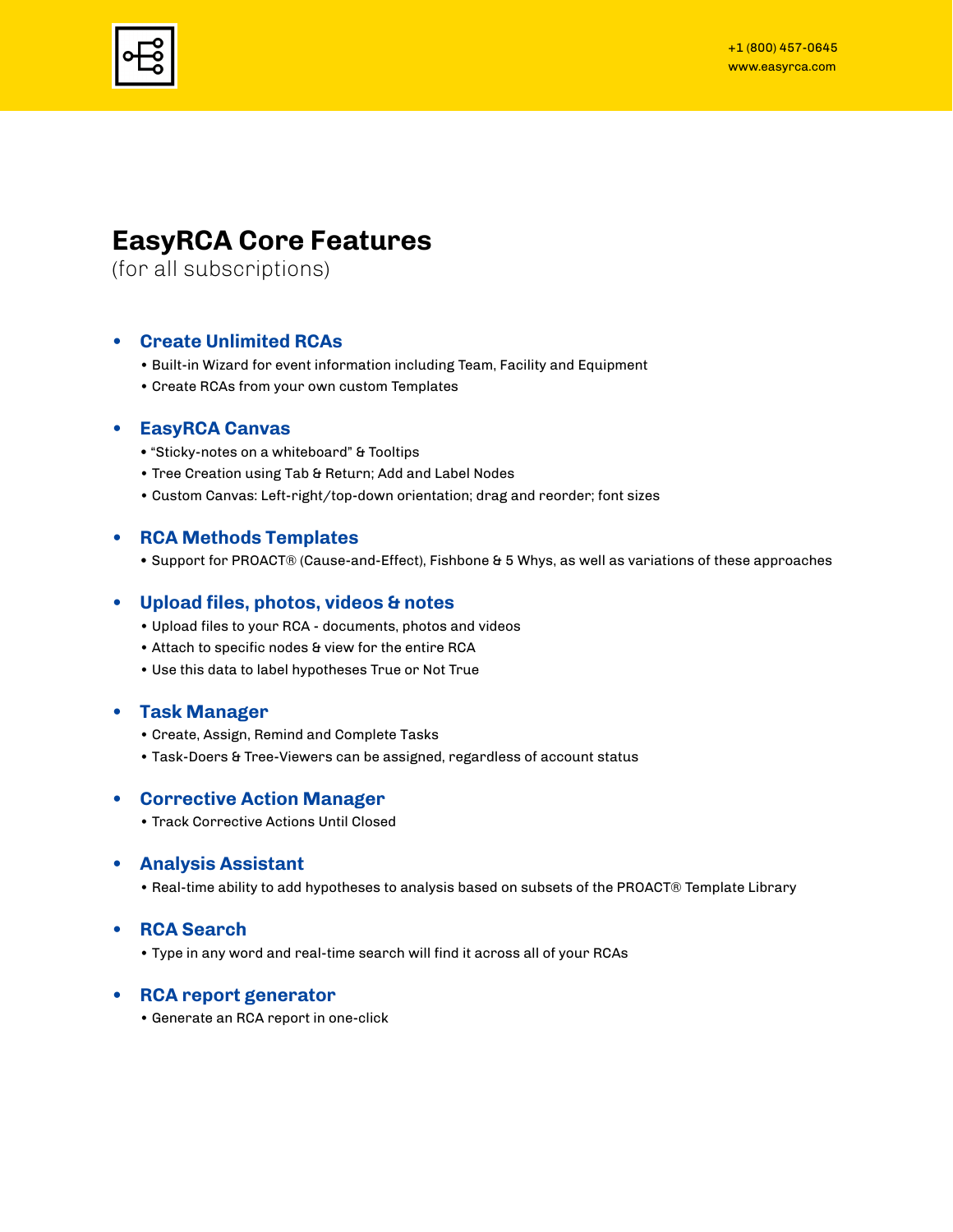# EasyRCA Core Features

(for all subscriptions)

- **Create Unlimited RCAs**
  - Built-in Wizard for event information including Team, Facility and Equipment
  - Create RCAs from your own custom Templates

- **EasyRCA Canvas**
  - "Sticky-notes on a whiteboard" & Tooltips
  - Tree Creation using Tab & Return; Add and Label Nodes
  - Custom Canvas: Left-right/top-down orientation; drag and reorder; font sizes

- **RCA Methods Templates**
  - Support for PROACT® (Cause-and-Effect), Fishbone & 5 Whys, as well as variations of these approaches

- **Upload files, photos, videos & notes**
  - Upload files to your RCA - documents, photos and videos
  - Attach to specific nodes & view for the entire RCA
  - Use this data to label hypotheses True or Not True

- **Task Manager**
  - Create, Assign, Remind and Complete Tasks
  - Task-Doers & Tree-Viewers can be assigned, regardless of account status

- **Corrective Action Manager**
  - Track Corrective Actions Until Closed

- **Analysis Assistant**
  - Real-time ability to add hypotheses to analysis based on subsets of the PROACT® Template Library

- **RCA Search**
  - Type in any word and real-time search will find it across all of your RCAs

- **RCA report generator**
  - Generate an RCA report in one-click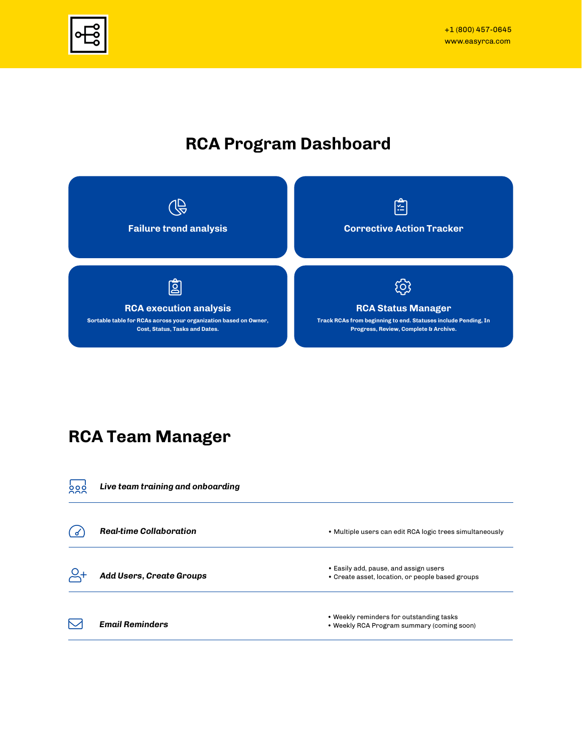+1 (800) 457-0645
www.easyrca.com

# RCA Program Dashboard

### Failure trend analysis

### Corrective Action Tracker

### RCA execution analysis

**Sortable table for RCAs across your organization based on Owner, Cost, Status, Tasks and Dates.**

### RCA Status Manager

**Track RCAs from beginning to end. Statuses include Pending, In Progress, Review, Complete & Archive.**

# RCA Team Manager

***Live team training and onboarding***

***Real-time Collaboration***

- Multiple users can edit RCA logic trees simultaneously

***Add Users, Create Groups***

- Easily add, pause, and assign users
- Create asset, location, or people based groups

***Email Reminders***

- Weekly reminders for outstanding tasks
- Weekly RCA Program summary (coming soon)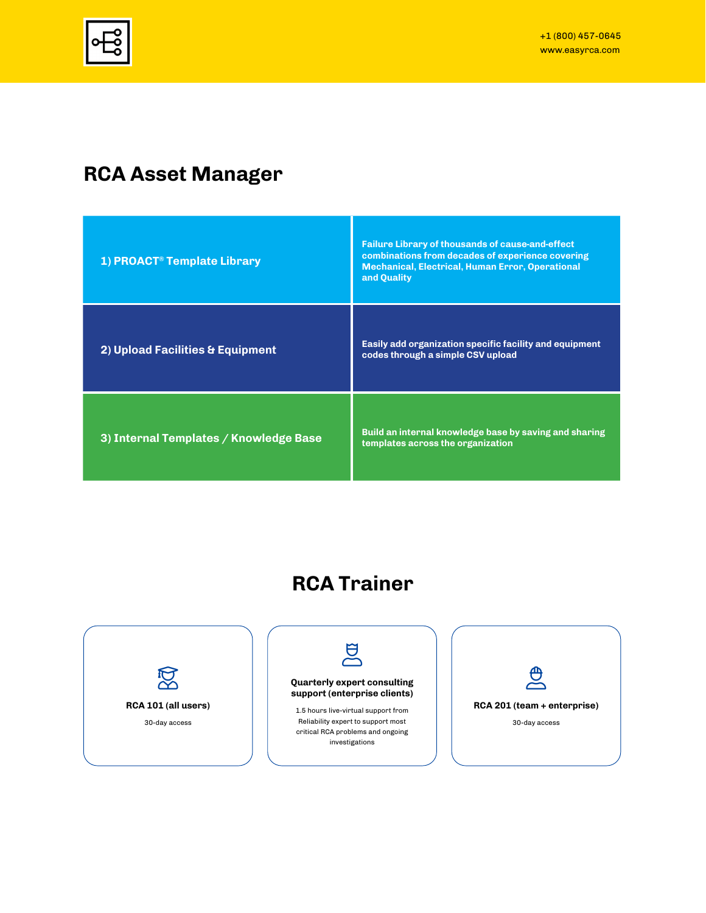## RCA Asset Manager

| | |
|---|---|
| **1) PROACT® Template Library** | **Failure Library of thousands of cause-and-effect combinations from decades of experience covering Mechanical, Electrical, Human Error, Operational and Quality** |
| **2) Upload Facilities & Equipment** | **Easily add organization specific facility and equipment codes through a simple CSV upload** |
| **3) Internal Templates / Knowledge Base** | **Build an internal knowledge base by saving and sharing templates across the organization** |

## RCA Trainer

**RCA 101 (all users)**

30-day access

**Quarterly expert consulting support (enterprise clients)**

1.5 hours live-virtual support from Reliability expert to support most critical RCA problems and ongoing investigations

**RCA 201 (team + enterprise)**

30-day access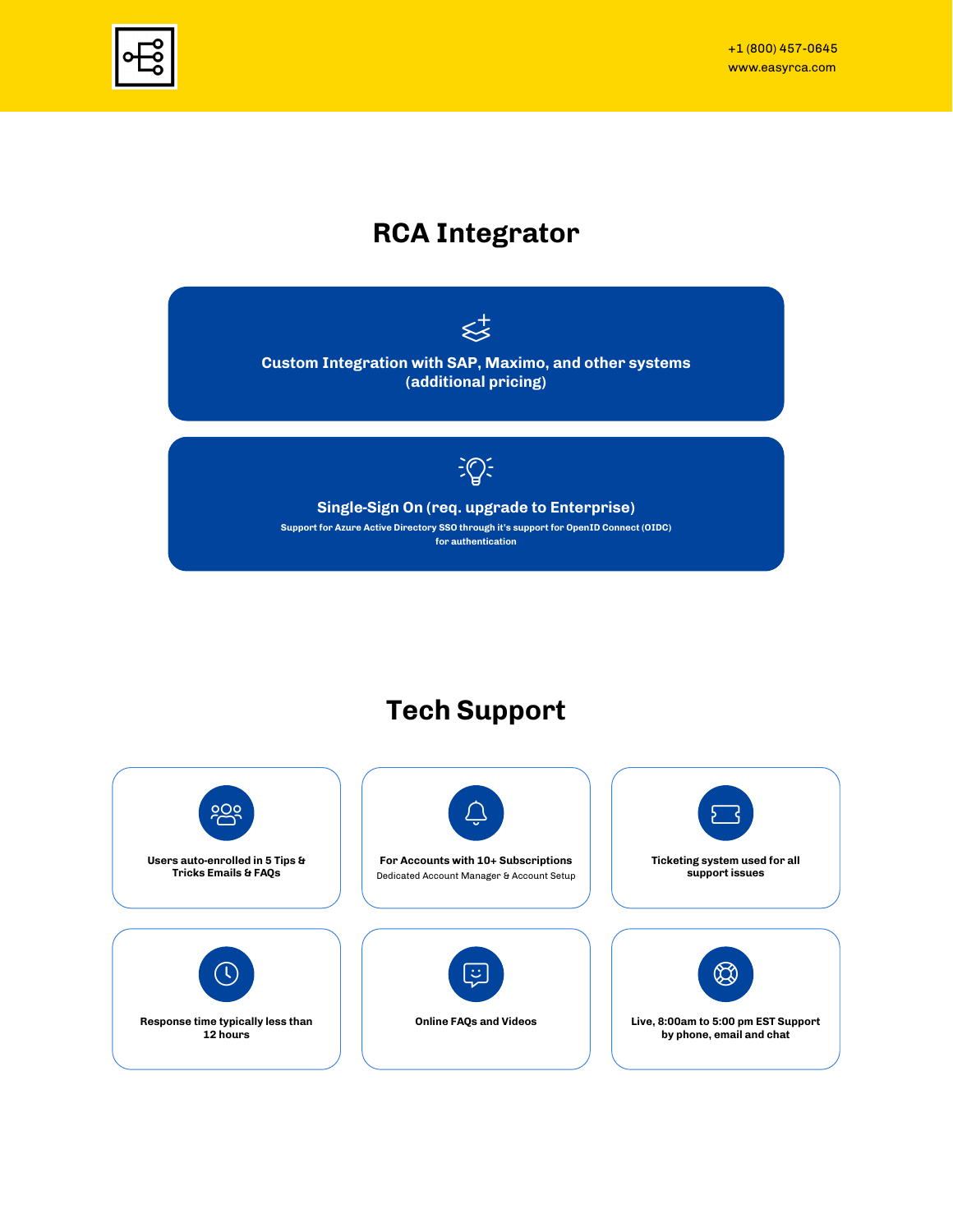## RCA Integrator

**Custom Integration with SAP, Maximo, and other systems (additional pricing)**

**Single-Sign On (req. upgrade to Enterprise)**

Support for Azure Active Directory SSO through it's support for OpenID Connect (OIDC) for authentication

## Tech Support

**Users auto-enrolled in 5 Tips & Tricks Emails & FAQs**

**For Accounts with 10+ Subscriptions**

Dedicated Account Manager & Account Setup

**Ticketing system used for all support issues**

**Response time typically less than 12 hours**

**Online FAQs and Videos**

**Live, 8:00am to 5:00 pm EST Support by phone, email and chat**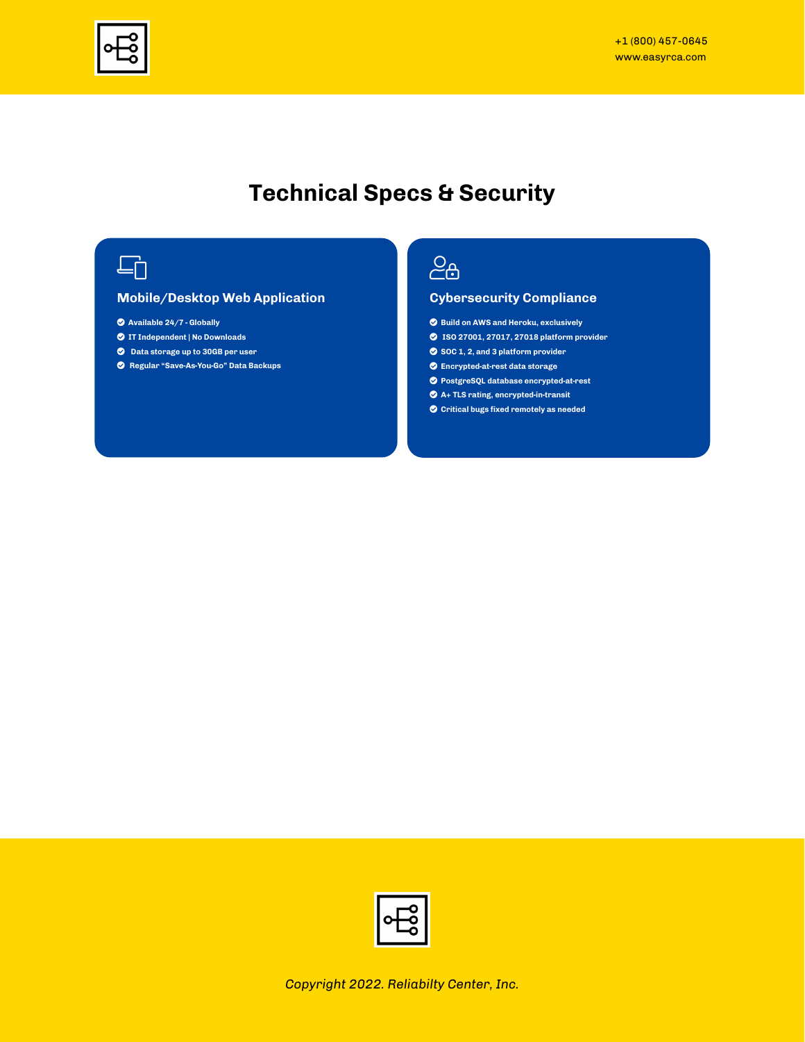+1 (800) 457-0645
www.easyrca.com

# Technical Specs & Security

### Mobile/Desktop Web Application

- Available 24/7 - Globally
- IT Independent | No Downloads
- Data storage up to 30GB per user
- Regular "Save-As-You-Go" Data Backups

### Cybersecurity Compliance

- Build on AWS and Heroku, exclusively
- ISO 27001, 27017, 27018 platform provider
- SOC 1, 2, and 3 platform provider
- Encrypted-at-rest data storage
- PostgreSQL database encrypted-at-rest
- A+ TLS rating, encrypted-in-transit
- Critical bugs fixed remotely as needed

*Copyright 2022. Reliabilty Center, Inc.*